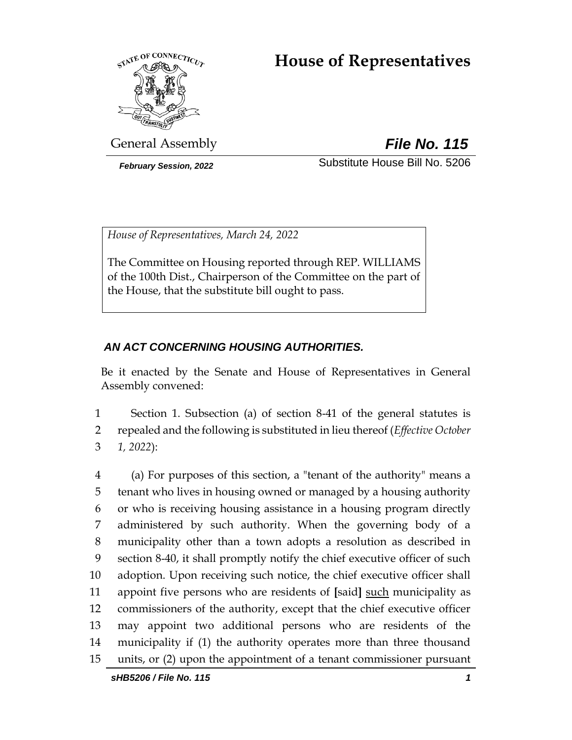# House of Representatives

General Assembly

***File No. 115***

***February Session, 2022***

Substitute House Bill No. 5206

*House of Representatives, March 24, 2022*

The Committee on Housing reported through REP. WILLIAMS of the 100th Dist., Chairperson of the Committee on the part of the House, that the substitute bill ought to pass.

***AN ACT CONCERNING HOUSING AUTHORITIES.***

Be it enacted by the Senate and House of Representatives in General Assembly convened:

1 Section 1. Subsection (a) of section 8-41 of the general statutes is
2 repealed and the following is substituted in lieu thereof (*Effective October*
3 *1, 2022*):

4 (a) For purposes of this section, a "tenant of the authority" means a
5 tenant who lives in housing owned or managed by a housing authority
6 or who is receiving housing assistance in a housing program directly
7 administered by such authority. When the governing body of a
8 municipality other than a town adopts a resolution as described in
9 section 8-40, it shall promptly notify the chief executive officer of such
10 adoption. Upon receiving such notice, the chief executive officer shall
11 appoint five persons who are residents of **[**said**]** <u>such</u> municipality as
12 commissioners of the authority, except that the chief executive officer
13 may appoint two additional persons who are residents of the
14 municipality if (1) the authority operates more than three thousand
15 units, or (2) upon the appointment of a tenant commissioner pursuant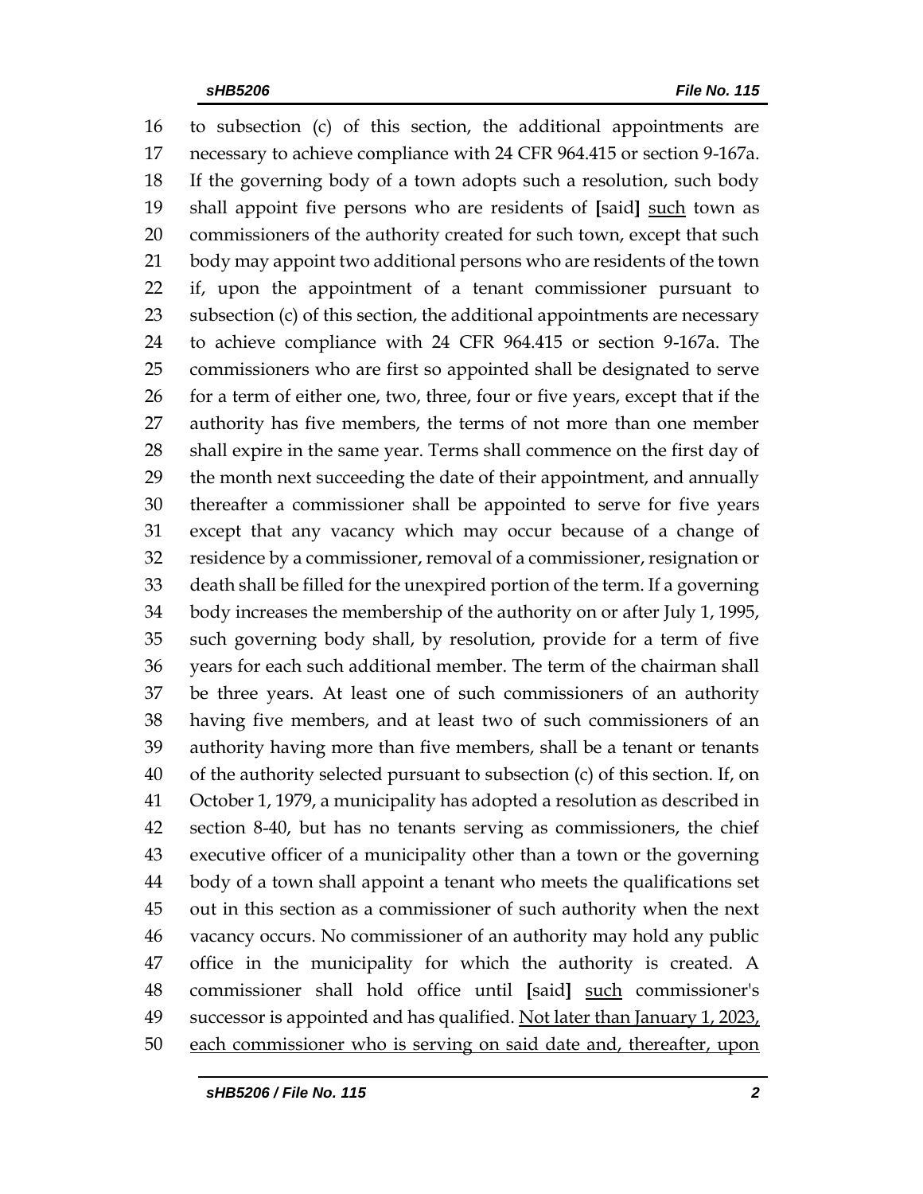16 to subsection (c) of this section, the additional appointments are
17 necessary to achieve compliance with 24 CFR 964.415 or section 9-167a.
18 If the governing body of a town adopts such a resolution, such body
19 shall appoint five persons who are residents of [said] <u>such</u> town as
20 commissioners of the authority created for such town, except that such
21 body may appoint two additional persons who are residents of the town
22 if, upon the appointment of a tenant commissioner pursuant to
23 subsection (c) of this section, the additional appointments are necessary
24 to achieve compliance with 24 CFR 964.415 or section 9-167a. The
25 commissioners who are first so appointed shall be designated to serve
26 for a term of either one, two, three, four or five years, except that if the
27 authority has five members, the terms of not more than one member
28 shall expire in the same year. Terms shall commence on the first day of
29 the month next succeeding the date of their appointment, and annually
30 thereafter a commissioner shall be appointed to serve for five years
31 except that any vacancy which may occur because of a change of
32 residence by a commissioner, removal of a commissioner, resignation or
33 death shall be filled for the unexpired portion of the term. If a governing
34 body increases the membership of the authority on or after July 1, 1995,
35 such governing body shall, by resolution, provide for a term of five
36 years for each such additional member. The term of the chairman shall
37 be three years. At least one of such commissioners of an authority
38 having five members, and at least two of such commissioners of an
39 authority having more than five members, shall be a tenant or tenants
40 of the authority selected pursuant to subsection (c) of this section. If, on
41 October 1, 1979, a municipality has adopted a resolution as described in
42 section 8-40, but has no tenants serving as commissioners, the chief
43 executive officer of a municipality other than a town or the governing
44 body of a town shall appoint a tenant who meets the qualifications set
45 out in this section as a commissioner of such authority when the next
46 vacancy occurs. No commissioner of an authority may hold any public
47 office in the municipality for which the authority is created. A
48 commissioner shall hold office until [said] <u>such</u> commissioner's
49 successor is appointed and has qualified. <u>Not later than January 1, 2023,</u>
50 <u>each commissioner who is serving on said date and, thereafter, upon</u>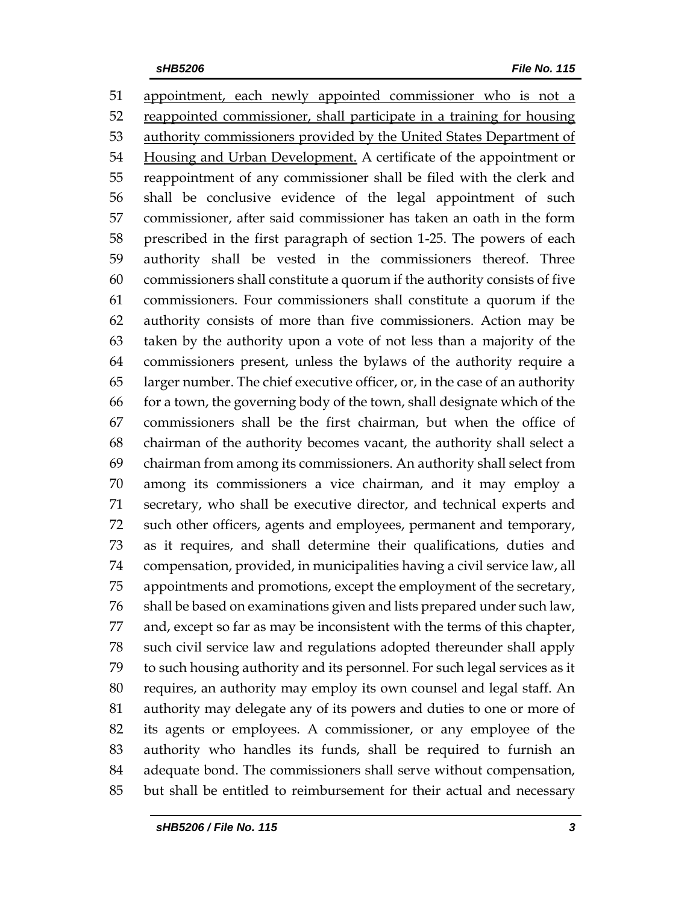51 <u>appointment, each newly appointed commissioner who is not a</u>
52 <u>reappointed commissioner, shall participate in a training for housing</u>
53 <u>authority commissioners provided by the United States Department of</u>
54 <u>Housing and Urban Development.</u> A certificate of the appointment or
55 reappointment of any commissioner shall be filed with the clerk and
56 shall be conclusive evidence of the legal appointment of such
57 commissioner, after said commissioner has taken an oath in the form
58 prescribed in the first paragraph of section 1-25. The powers of each
59 authority shall be vested in the commissioners thereof. Three
60 commissioners shall constitute a quorum if the authority consists of five
61 commissioners. Four commissioners shall constitute a quorum if the
62 authority consists of more than five commissioners. Action may be
63 taken by the authority upon a vote of not less than a majority of the
64 commissioners present, unless the bylaws of the authority require a
65 larger number. The chief executive officer, or, in the case of an authority
66 for a town, the governing body of the town, shall designate which of the
67 commissioners shall be the first chairman, but when the office of
68 chairman of the authority becomes vacant, the authority shall select a
69 chairman from among its commissioners. An authority shall select from
70 among its commissioners a vice chairman, and it may employ a
71 secretary, who shall be executive director, and technical experts and
72 such other officers, agents and employees, permanent and temporary,
73 as it requires, and shall determine their qualifications, duties and
74 compensation, provided, in municipalities having a civil service law, all
75 appointments and promotions, except the employment of the secretary,
76 shall be based on examinations given and lists prepared under such law,
77 and, except so far as may be inconsistent with the terms of this chapter,
78 such civil service law and regulations adopted thereunder shall apply
79 to such housing authority and its personnel. For such legal services as it
80 requires, an authority may employ its own counsel and legal staff. An
81 authority may delegate any of its powers and duties to one or more of
82 its agents or employees. A commissioner, or any employee of the
83 authority who handles its funds, shall be required to furnish an
84 adequate bond. The commissioners shall serve without compensation,
85 but shall be entitled to reimbursement for their actual and necessary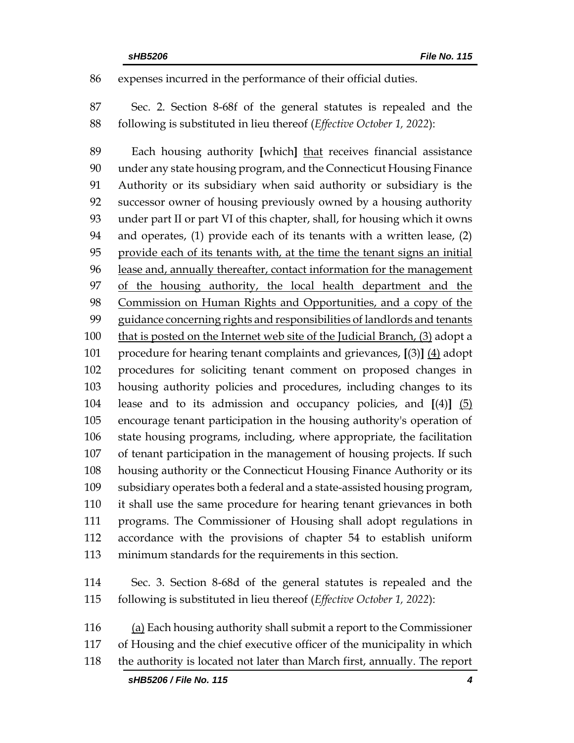expenses incurred in the performance of their official duties.

Sec. 2. Section 8-68f of the general statutes is repealed and the following is substituted in lieu thereof (*Effective October 1, 2022*):

Each housing authority **[**which**]** <u>that</u> receives financial assistance under any state housing program, and the Connecticut Housing Finance Authority or its subsidiary when said authority or subsidiary is the successor owner of housing previously owned by a housing authority under part II or part VI of this chapter, shall, for housing which it owns and operates, (1) provide each of its tenants with a written lease, (2) <u>provide each of its tenants with, at the time the tenant signs an initial lease and, annually thereafter, contact information for the management of the housing authority, the local health department and the Commission on Human Rights and Opportunities, and a copy of the guidance concerning rights and responsibilities of landlords and tenants that is posted on the Internet web site of the Judicial Branch, (3)</u> adopt a procedure for hearing tenant complaints and grievances, **[**(3)**]** <u>(4)</u> adopt procedures for soliciting tenant comment on proposed changes in housing authority policies and procedures, including changes to its lease and to its admission and occupancy policies, and **[**(4)**]** <u>(5)</u> encourage tenant participation in the housing authority's operation of state housing programs, including, where appropriate, the facilitation of tenant participation in the management of housing projects. If such housing authority or the Connecticut Housing Finance Authority or its subsidiary operates both a federal and a state-assisted housing program, it shall use the same procedure for hearing tenant grievances in both programs. The Commissioner of Housing shall adopt regulations in accordance with the provisions of chapter 54 to establish uniform minimum standards for the requirements in this section.

Sec. 3. Section 8-68d of the general statutes is repealed and the following is substituted in lieu thereof (*Effective October 1, 2022*):

<u>(a)</u> Each housing authority shall submit a report to the Commissioner of Housing and the chief executive officer of the municipality in which the authority is located not later than March first, annually. The report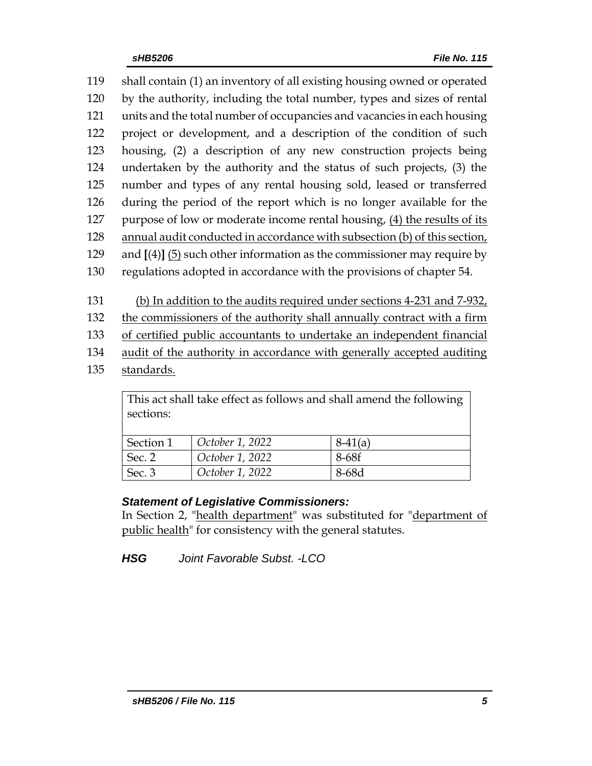119 shall contain (1) an inventory of all existing housing owned or operated
120 by the authority, including the total number, types and sizes of rental
121 units and the total number of occupancies and vacancies in each housing
122 project or development, and a description of the condition of such
123 housing, (2) a description of any new construction projects being
124 undertaken by the authority and the status of such projects, (3) the
125 number and types of any rental housing sold, leased or transferred
126 during the period of the report which is no longer available for the
127 purpose of low or moderate income rental housing, <u>(4) the results of its</u>
128 <u>annual audit conducted in accordance with subsection (b) of this section,</u>
129 and **[**(4)**]** <u>(5)</u> such other information as the commissioner may require by
130 regulations adopted in accordance with the provisions of chapter 54.

131 <u>(b) In addition to the audits required under sections 4-231 and 7-932,</u>
132 <u>the commissioners of the authority shall annually contract with a firm</u>
133 <u>of certified public accountants to undertake an independent financial</u>
134 <u>audit of the authority in accordance with generally accepted auditing</u>
135 <u>standards.</u>

| This act shall take effect as follows and shall amend the following sections: | | |
|---|---|---|
| Section 1 | *October 1, 2022* | 8-41(a) |
| Sec. 2 | *October 1, 2022* | 8-68f |
| Sec. 3 | *October 1, 2022* | 8-68d |

***Statement of Legislative Commissioners:***

In Section 2, "<u>health department</u>" was substituted for "<u>department of public health</u>" for consistency with the general statutes.

***HSG*** *Joint Favorable Subst. -LCO*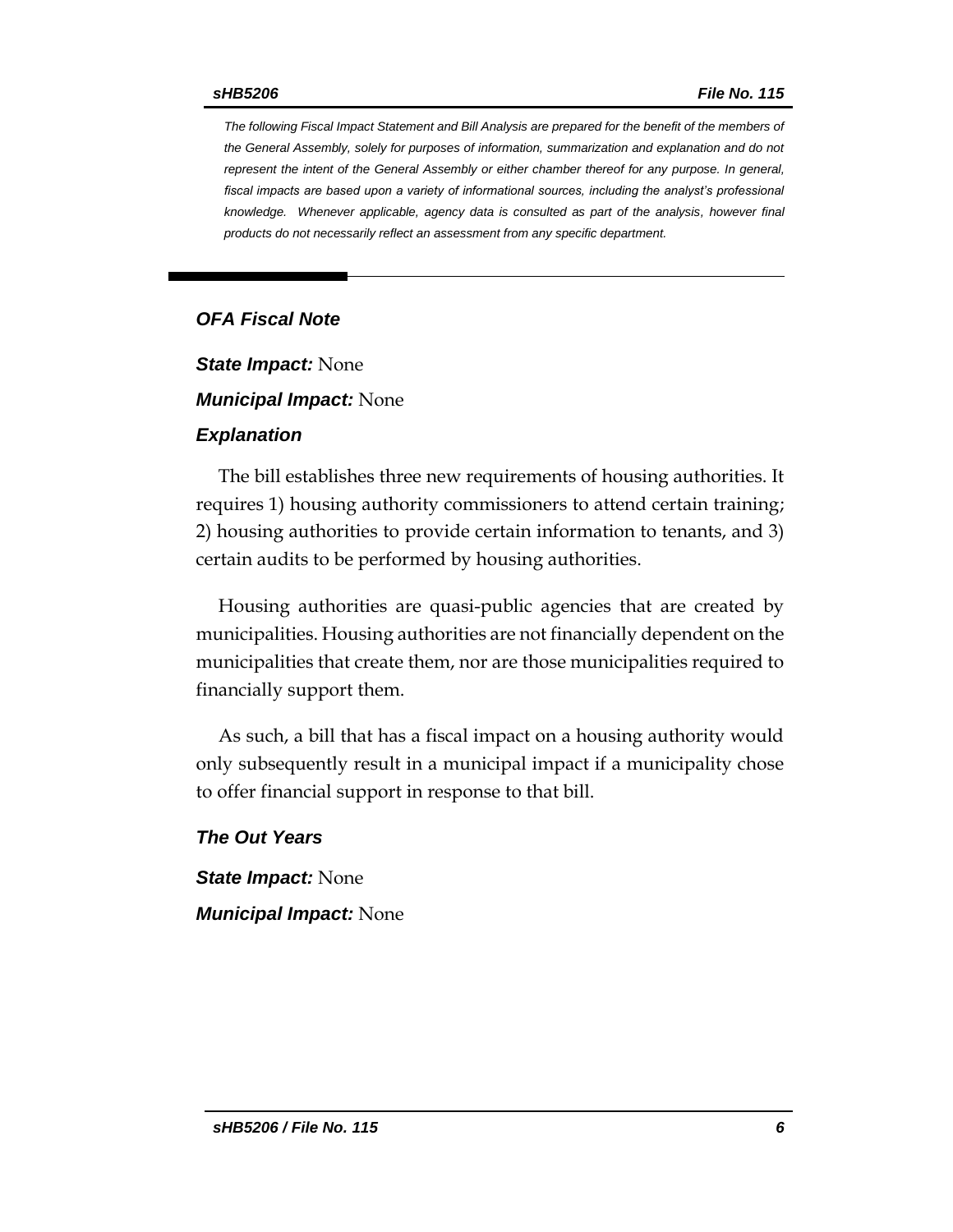*The following Fiscal Impact Statement and Bill Analysis are prepared for the benefit of the members of the General Assembly, solely for purposes of information, summarization and explanation and do not represent the intent of the General Assembly or either chamber thereof for any purpose. In general, fiscal impacts are based upon a variety of informational sources, including the analyst's professional knowledge. Whenever applicable, agency data is consulted as part of the analysis, however final products do not necessarily reflect an assessment from any specific department.*

---

## *OFA Fiscal Note*

***State Impact:*** None

***Municipal Impact:*** None

### *Explanation*

The bill establishes three new requirements of housing authorities. It requires 1) housing authority commissioners to attend certain training; 2) housing authorities to provide certain information to tenants, and 3) certain audits to be performed by housing authorities.

Housing authorities are quasi-public agencies that are created by municipalities. Housing authorities are not financially dependent on the municipalities that create them, nor are those municipalities required to financially support them.

As such, a bill that has a fiscal impact on a housing authority would only subsequently result in a municipal impact if a municipality chose to offer financial support in response to that bill.

### *The Out Years*

***State Impact:*** None

***Municipal Impact:*** None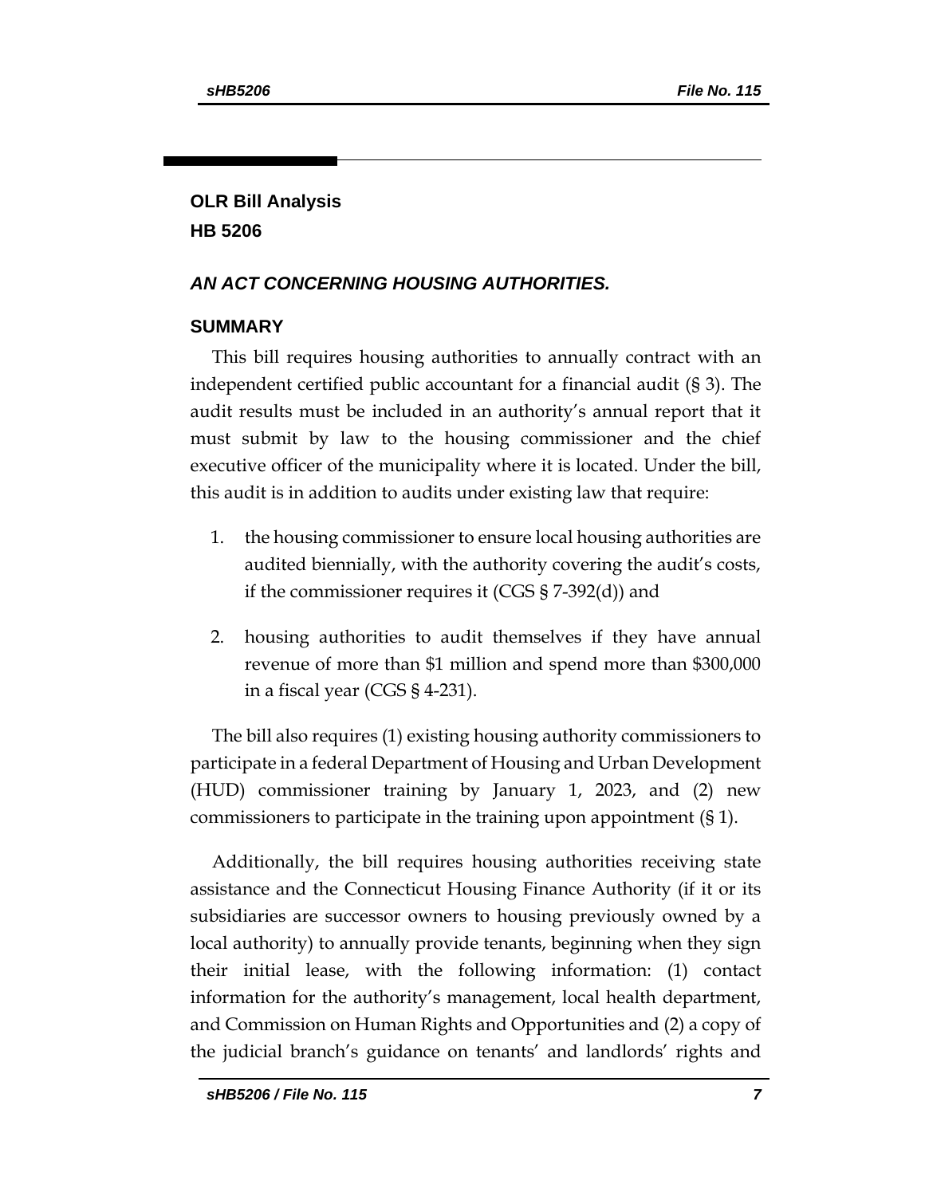## OLR Bill Analysis

## HB 5206

### *AN ACT CONCERNING HOUSING AUTHORITIES.*

### SUMMARY

This bill requires housing authorities to annually contract with an independent certified public accountant for a financial audit (§ 3). The audit results must be included in an authority's annual report that it must submit by law to the housing commissioner and the chief executive officer of the municipality where it is located. Under the bill, this audit is in addition to audits under existing law that require:

1. the housing commissioner to ensure local housing authorities are audited biennially, with the authority covering the audit's costs, if the commissioner requires it (CGS § 7-392(d)) and

2. housing authorities to audit themselves if they have annual revenue of more than $1 million and spend more than $300,000 in a fiscal year (CGS § 4-231).

The bill also requires (1) existing housing authority commissioners to participate in a federal Department of Housing and Urban Development (HUD) commissioner training by January 1, 2023, and (2) new commissioners to participate in the training upon appointment (§ 1).

Additionally, the bill requires housing authorities receiving state assistance and the Connecticut Housing Finance Authority (if it or its subsidiaries are successor owners to housing previously owned by a local authority) to annually provide tenants, beginning when they sign their initial lease, with the following information: (1) contact information for the authority's management, local health department, and Commission on Human Rights and Opportunities and (2) a copy of the judicial branch's guidance on tenants' and landlords' rights and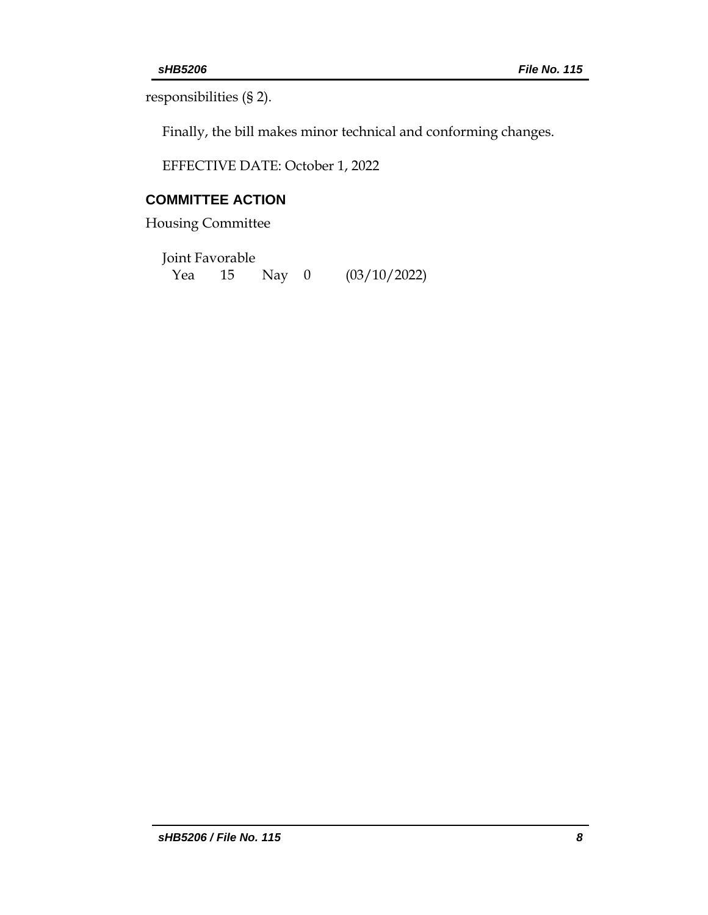responsibilities (§ 2).

Finally, the bill makes minor technical and conforming changes.

EFFECTIVE DATE: October 1, 2022

## COMMITTEE ACTION

Housing Committee

Joint Favorable
Yea 15 Nay 0 (03/10/2022)